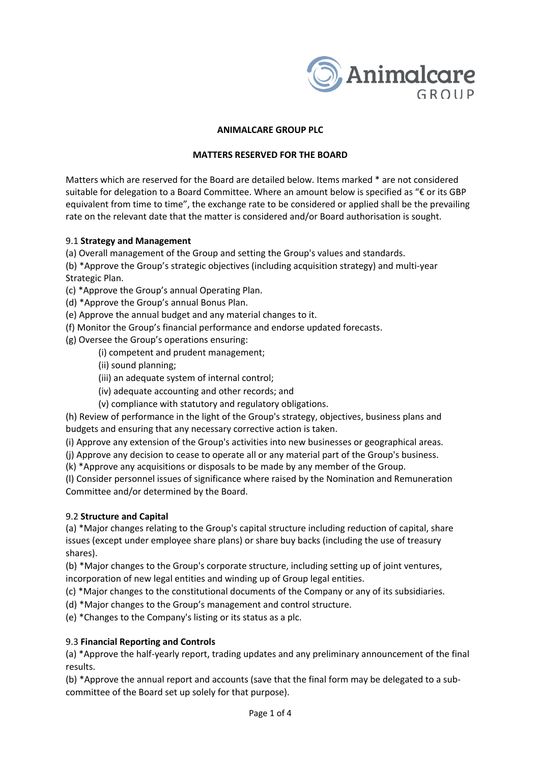**ANIMALCARE GROUP PLC**

**MATTERS RESERVED FOR THE BOARD**

Matters which are reserved for the Board are detailed below. Items marked * are not considered suitable for delegation to a Board Committee. Where an amount below is specified as "€ or its GBP equivalent from time to time", the exchange rate to be considered or applied shall be the prevailing rate on the relevant date that the matter is considered and/or Board authorisation is sought.

9.1 **Strategy and Management**

(a) Overall management of the Group and setting the Group's values and standards.

(b) *Approve the Group's strategic objectives (including acquisition strategy) and multi-year Strategic Plan.

(c) *Approve the Group's annual Operating Plan.

(d) *Approve the Group's annual Bonus Plan.

(e) Approve the annual budget and any material changes to it.

(f) Monitor the Group's financial performance and endorse updated forecasts.

(g) Oversee the Group's operations ensuring:

- (i) competent and prudent management;
- (ii) sound planning;
- (iii) an adequate system of internal control;
- (iv) adequate accounting and other records; and
- (v) compliance with statutory and regulatory obligations.

(h) Review of performance in the light of the Group's strategy, objectives, business plans and budgets and ensuring that any necessary corrective action is taken.

(i) Approve any extension of the Group's activities into new businesses or geographical areas.

(j) Approve any decision to cease to operate all or any material part of the Group's business.

(k) *Approve any acquisitions or disposals to be made by any member of the Group.

(l) Consider personnel issues of significance where raised by the Nomination and Remuneration Committee and/or determined by the Board.

9.2 **Structure and Capital**

(a) *Major changes relating to the Group's capital structure including reduction of capital, share issues (except under employee share plans) or share buy backs (including the use of treasury shares).

(b) *Major changes to the Group's corporate structure, including setting up of joint ventures, incorporation of new legal entities and winding up of Group legal entities.

(c) *Major changes to the constitutional documents of the Company or any of its subsidiaries.

(d) *Major changes to the Group's management and control structure.

(e) *Changes to the Company's listing or its status as a plc.

9.3 **Financial Reporting and Controls**

(a) *Approve the half-yearly report, trading updates and any preliminary announcement of the final results.

(b) *Approve the annual report and accounts (save that the final form may be delegated to a sub-committee of the Board set up solely for that purpose).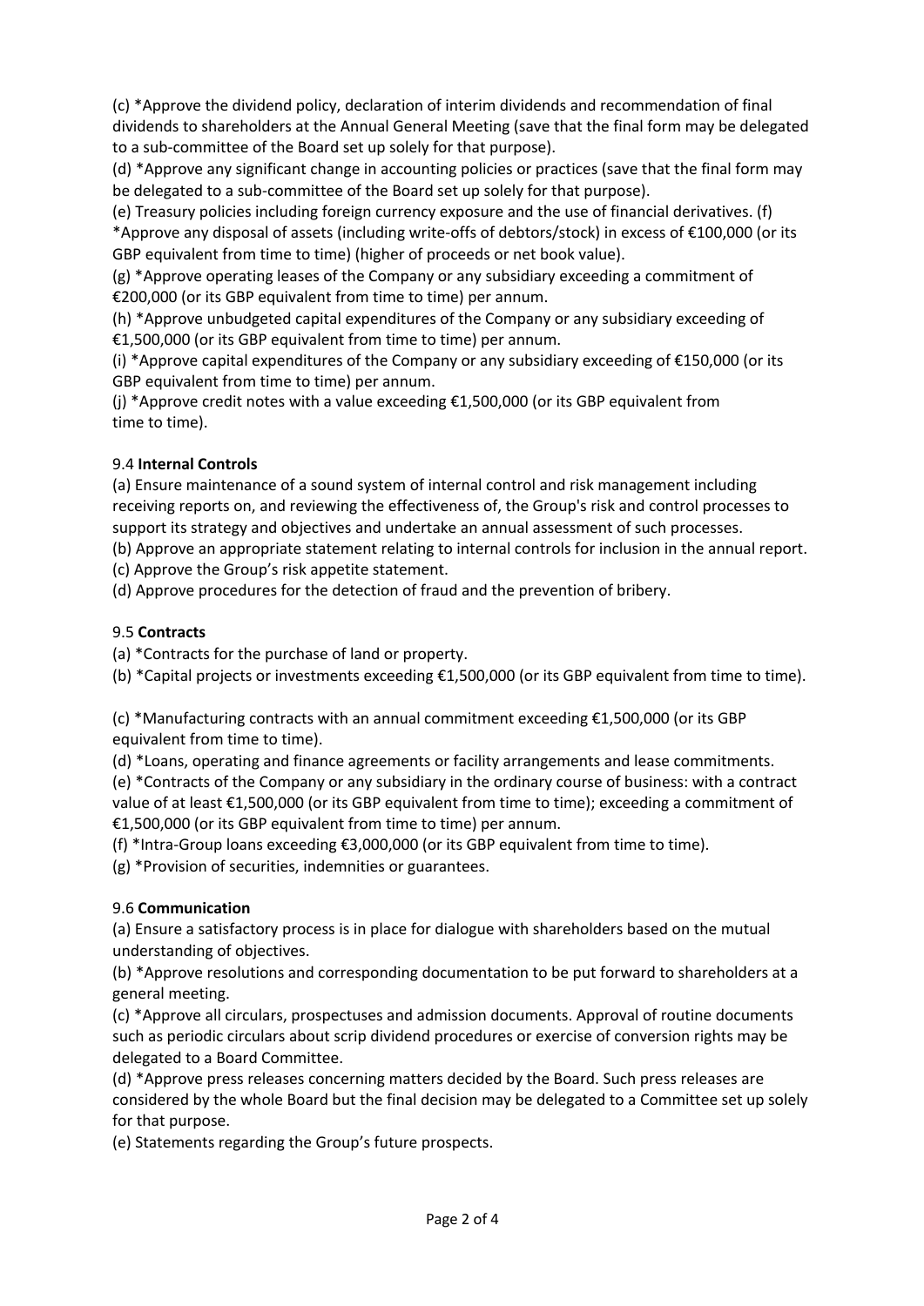(c) *Approve the dividend policy, declaration of interim dividends and recommendation of final dividends to shareholders at the Annual General Meeting (save that the final form may be delegated to a sub-committee of the Board set up solely for that purpose).

(d) *Approve any significant change in accounting policies or practices (save that the final form may be delegated to a sub-committee of the Board set up solely for that purpose).

(e) Treasury policies including foreign currency exposure and the use of financial derivatives.

(f) *Approve any disposal of assets (including write-offs of debtors/stock) in excess of €100,000 (or its GBP equivalent from time to time) (higher of proceeds or net book value).

(g) *Approve operating leases of the Company or any subsidiary exceeding a commitment of €200,000 (or its GBP equivalent from time to time) per annum.

(h) *Approve unbudgeted capital expenditures of the Company or any subsidiary exceeding of €1,500,000 (or its GBP equivalent from time to time) per annum.

(i) *Approve capital expenditures of the Company or any subsidiary exceeding of €150,000 (or its GBP equivalent from time to time) per annum.

(j) *Approve credit notes with a value exceeding €1,500,000 (or its GBP equivalent from time to time).

9.4 **Internal Controls**

(a) Ensure maintenance of a sound system of internal control and risk management including receiving reports on, and reviewing the effectiveness of, the Group's risk and control processes to support its strategy and objectives and undertake an annual assessment of such processes.

(b) Approve an appropriate statement relating to internal controls for inclusion in the annual report.

(c) Approve the Group's risk appetite statement.

(d) Approve procedures for the detection of fraud and the prevention of bribery.

9.5 **Contracts**

(a) *Contracts for the purchase of land or property.

(b) *Capital projects or investments exceeding €1,500,000 (or its GBP equivalent from time to time).

(c) *Manufacturing contracts with an annual commitment exceeding €1,500,000 (or its GBP equivalent from time to time).

(d) *Loans, operating and finance agreements or facility arrangements and lease commitments.

(e) *Contracts of the Company or any subsidiary in the ordinary course of business: with a contract value of at least €1,500,000 (or its GBP equivalent from time to time); exceeding a commitment of €1,500,000 (or its GBP equivalent from time to time) per annum.

(f) *Intra-Group loans exceeding €3,000,000 (or its GBP equivalent from time to time).

(g) *Provision of securities, indemnities or guarantees.

9.6 **Communication**

(a) Ensure a satisfactory process is in place for dialogue with shareholders based on the mutual understanding of objectives.

(b) *Approve resolutions and corresponding documentation to be put forward to shareholders at a general meeting.

(c) *Approve all circulars, prospectuses and admission documents. Approval of routine documents such as periodic circulars about scrip dividend procedures or exercise of conversion rights may be delegated to a Board Committee.

(d) *Approve press releases concerning matters decided by the Board. Such press releases are considered by the whole Board but the final decision may be delegated to a Committee set up solely for that purpose.

(e) Statements regarding the Group's future prospects.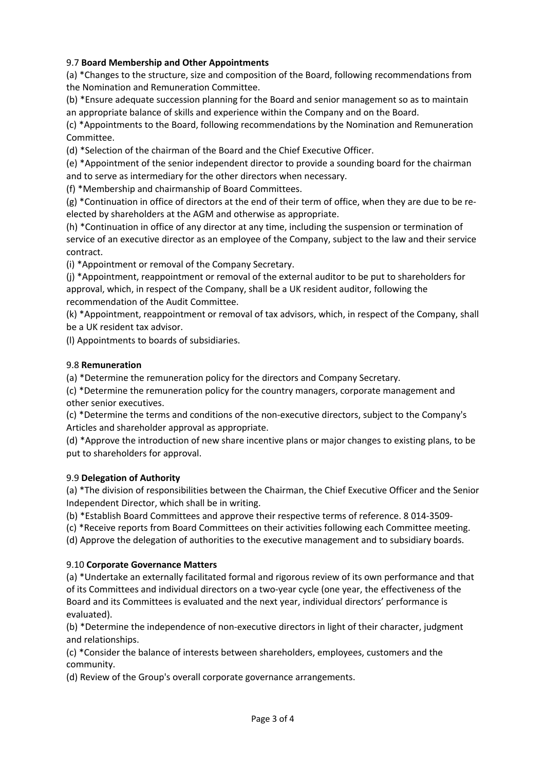### 9.7 **Board Membership and Other Appointments**

(a) *Changes to the structure, size and composition of the Board, following recommendations from the Nomination and Remuneration Committee.

(b) *Ensure adequate succession planning for the Board and senior management so as to maintain an appropriate balance of skills and experience within the Company and on the Board.

(c) *Appointments to the Board, following recommendations by the Nomination and Remuneration Committee.

(d) *Selection of the chairman of the Board and the Chief Executive Officer.

(e) *Appointment of the senior independent director to provide a sounding board for the chairman and to serve as intermediary for the other directors when necessary.

(f) *Membership and chairmanship of Board Committees.

(g) *Continuation in office of directors at the end of their term of office, when they are due to be re-elected by shareholders at the AGM and otherwise as appropriate.

(h) *Continuation in office of any director at any time, including the suspension or termination of service of an executive director as an employee of the Company, subject to the law and their service contract.

(i) *Appointment or removal of the Company Secretary.

(j) *Appointment, reappointment or removal of the external auditor to be put to shareholders for approval, which, in respect of the Company, shall be a UK resident auditor, following the recommendation of the Audit Committee.

(k) *Appointment, reappointment or removal of tax advisors, which, in respect of the Company, shall be a UK resident tax advisor.

(l) Appointments to boards of subsidiaries.

### 9.8 **Remuneration**

(a) *Determine the remuneration policy for the directors and Company Secretary.

(c) *Determine the remuneration policy for the country managers, corporate management and other senior executives.

(c) *Determine the terms and conditions of the non-executive directors, subject to the Company's Articles and shareholder approval as appropriate.

(d) *Approve the introduction of new share incentive plans or major changes to existing plans, to be put to shareholders for approval.

### 9.9 **Delegation of Authority**

(a) *The division of responsibilities between the Chairman, the Chief Executive Officer and the Senior Independent Director, which shall be in writing.

(b) *Establish Board Committees and approve their respective terms of reference. 8 014-3509-

(c) *Receive reports from Board Committees on their activities following each Committee meeting.

(d) Approve the delegation of authorities to the executive management and to subsidiary boards.

### 9.10 **Corporate Governance Matters**

(a) *Undertake an externally facilitated formal and rigorous review of its own performance and that of its Committees and individual directors on a two-year cycle (one year, the effectiveness of the Board and its Committees is evaluated and the next year, individual directors' performance is evaluated).

(b) *Determine the independence of non-executive directors in light of their character, judgment and relationships.

(c) *Consider the balance of interests between shareholders, employees, customers and the community.

(d) Review of the Group's overall corporate governance arrangements.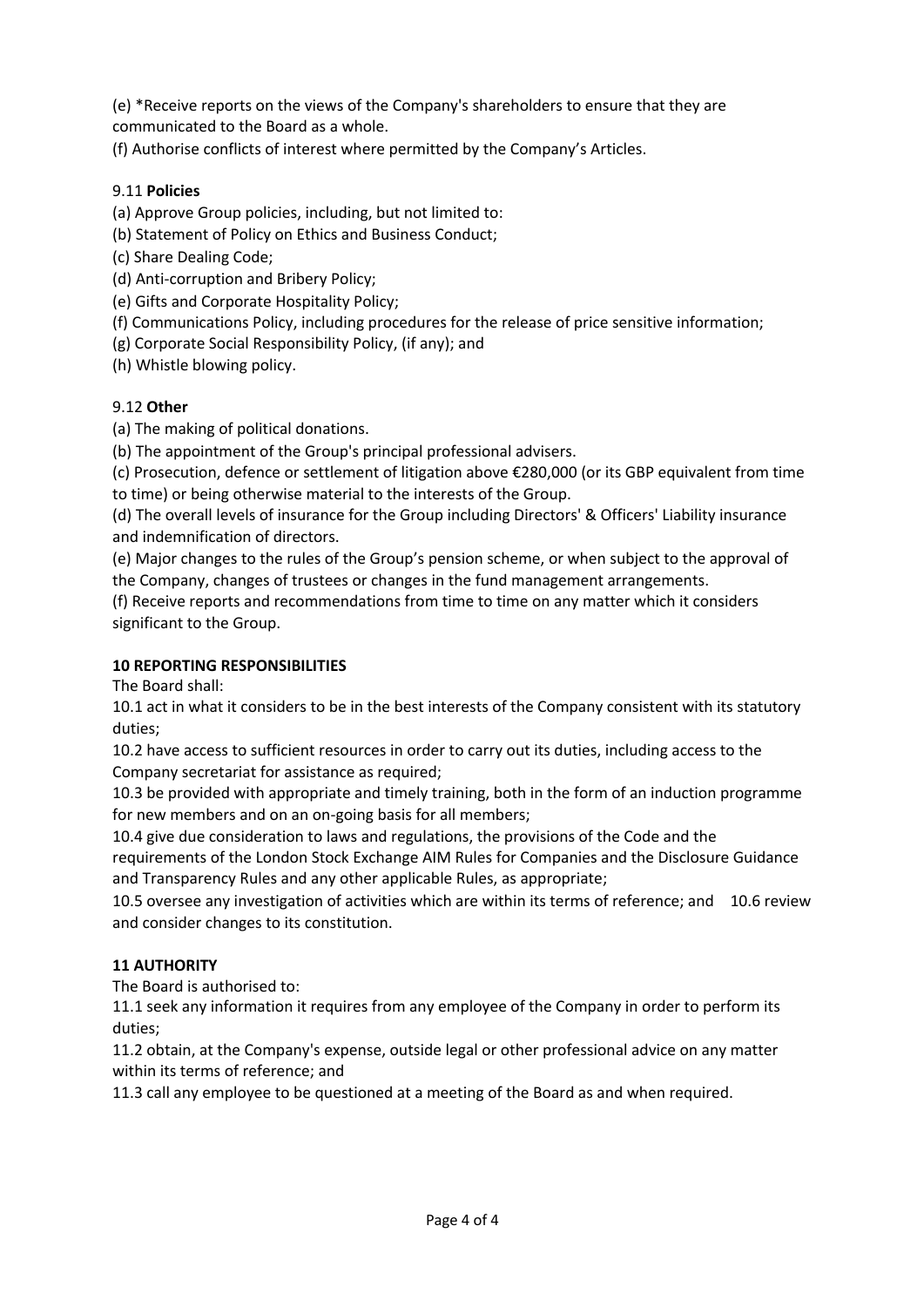(e) *Receive reports on the views of the Company's shareholders to ensure that they are communicated to the Board as a whole.

(f) Authorise conflicts of interest where permitted by the Company's Articles.

9.11 **Policies**

(a) Approve Group policies, including, but not limited to:

(b) Statement of Policy on Ethics and Business Conduct;

(c) Share Dealing Code;

(d) Anti-corruption and Bribery Policy;

(e) Gifts and Corporate Hospitality Policy;

(f) Communications Policy, including procedures for the release of price sensitive information;

(g) Corporate Social Responsibility Policy, (if any); and

(h) Whistle blowing policy.

9.12 **Other**

(a) The making of political donations.

(b) The appointment of the Group's principal professional advisers.

(c) Prosecution, defence or settlement of litigation above €280,000 (or its GBP equivalent from time to time) or being otherwise material to the interests of the Group.

(d) The overall levels of insurance for the Group including Directors' & Officers' Liability insurance and indemnification of directors.

(e) Major changes to the rules of the Group's pension scheme, or when subject to the approval of the Company, changes of trustees or changes in the fund management arrangements.

(f) Receive reports and recommendations from time to time on any matter which it considers significant to the Group.

**10 REPORTING RESPONSIBILITIES**

The Board shall:

10.1 act in what it considers to be in the best interests of the Company consistent with its statutory duties;

10.2 have access to sufficient resources in order to carry out its duties, including access to the Company secretariat for assistance as required;

10.3 be provided with appropriate and timely training, both in the form of an induction programme for new members and on an on-going basis for all members;

10.4 give due consideration to laws and regulations, the provisions of the Code and the requirements of the London Stock Exchange AIM Rules for Companies and the Disclosure Guidance and Transparency Rules and any other applicable Rules, as appropriate;

10.5 oversee any investigation of activities which are within its terms of reference; and 10.6 review and consider changes to its constitution.

**11 AUTHORITY**

The Board is authorised to:

11.1 seek any information it requires from any employee of the Company in order to perform its duties;

11.2 obtain, at the Company's expense, outside legal or other professional advice on any matter within its terms of reference; and

11.3 call any employee to be questioned at a meeting of the Board as and when required.